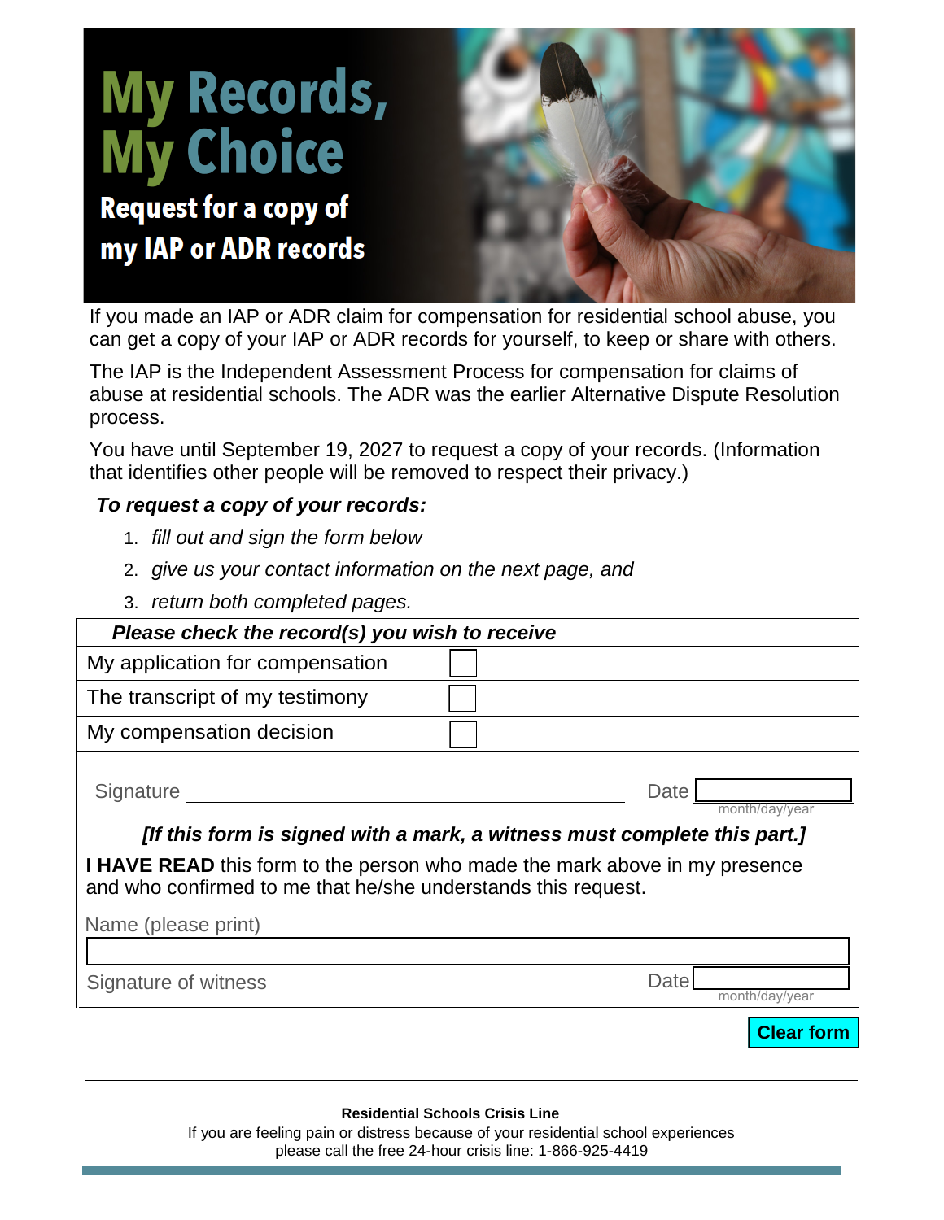# My Records, My Choice

## Request for a copy of my IAP or ADR records

If you made an IAP or ADR claim for compensation for residential school abuse, you can get a copy of your IAP or ADR records for yourself, to keep or share with others.

The IAP is the Independent Assessment Process for compensation for claims of abuse at residential schools. The ADR was the earlier Alternative Dispute Resolution process.

You have until September 19, 2027 to request a copy of your records. (Information that identifies other people will be removed to respect their privacy.)

***To request a copy of your records:***

1. *fill out and sign the form below*
2. *give us your contact information on the next page, and*
3. *return both completed pages.*

| ***Please check the record(s) you wish to receive*** | |
|---|---|
| My application for compensation | ☐ |
| The transcript of my testimony | ☐ |
| My compensation decision | ☐ |

Signature ______________________________ Date __________ (month/day/year)

***[If this form is signed with a mark, a witness must complete this part.]***

**I HAVE READ** this form to the person who made the mark above in my presence and who confirmed to me that he/she understands this request.

Name (please print) ______________________________

Signature of witness ______________________________ Date __________ (month/day/year)

**Clear form**

---

**Residential Schools Crisis Line**

If you are feeling pain or distress because of your residential school experiences please call the free 24-hour crisis line: 1-866-925-4419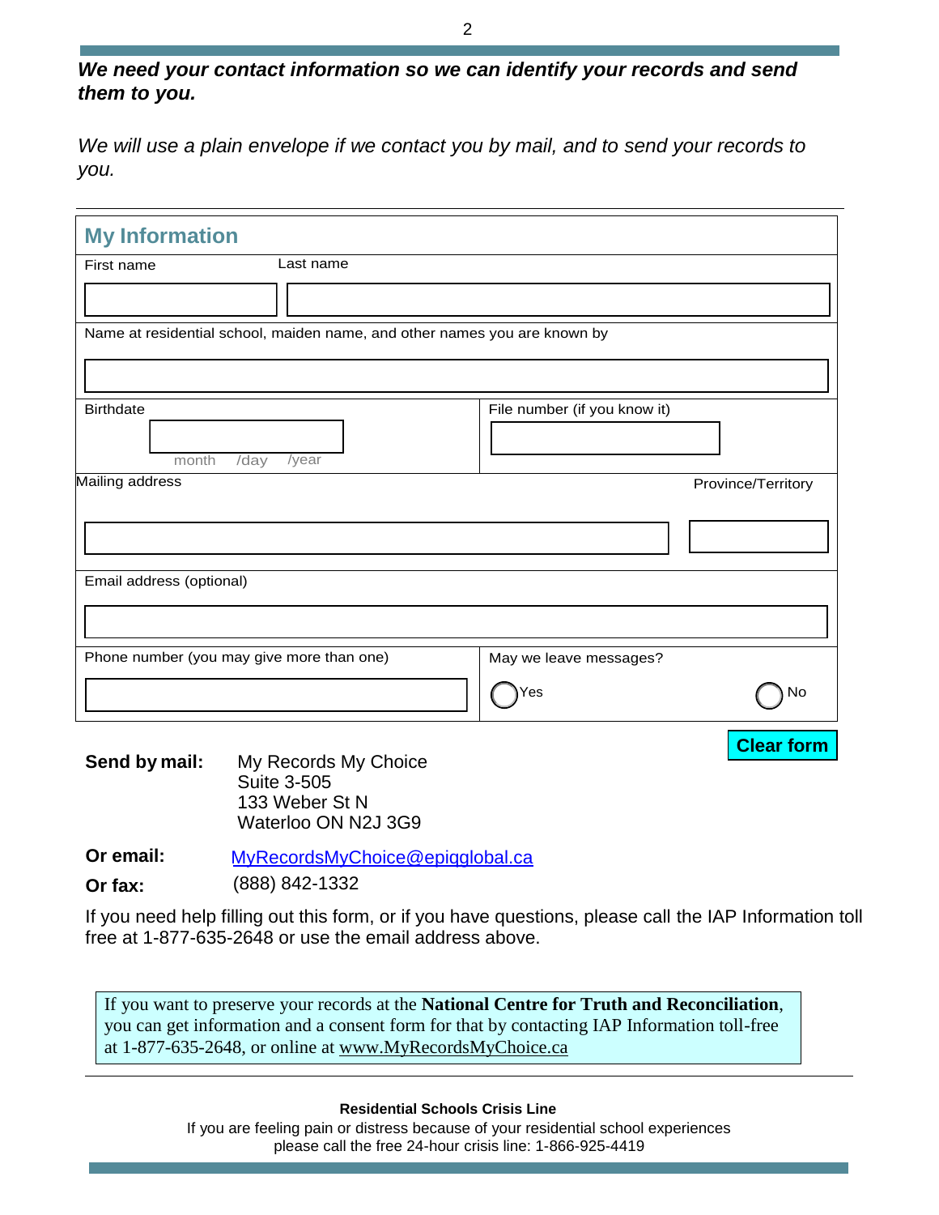***We need your contact information so we can identify your records and send them to you.***

*We will use a plain envelope if we contact you by mail, and to send your records to you.*

## My Information

First name

Last name

Name at residential school, maiden name, and other names you are known by

Birthdate

month /day /year

File number (if you know it)

Mailing address

Province/Territory

Email address (optional)

Phone number (you may give more than one)

May we leave messages?

Yes

No

Clear form

**Send by mail:** My Records My Choice
Suite 3-505
133 Weber St N
Waterloo ON N2J 3G9

**Or email:** MyRecordsMyChoice@epiqglobal.ca

**Or fax:** (888) 842-1332

If you need help filling out this form, or if you have questions, please call the IAP Information toll free at 1-877-635-2648 or use the email address above.

If you want to preserve your records at the **National Centre for Truth and Reconciliation**, you can get information and a consent form for that by contacting IAP Information toll-free at 1-877-635-2648, or online at www.MyRecordsMyChoice.ca

**Residential Schools Crisis Line**

If you are feeling pain or distress because of your residential school experiences please call the free 24-hour crisis line: 1-866-925-4419